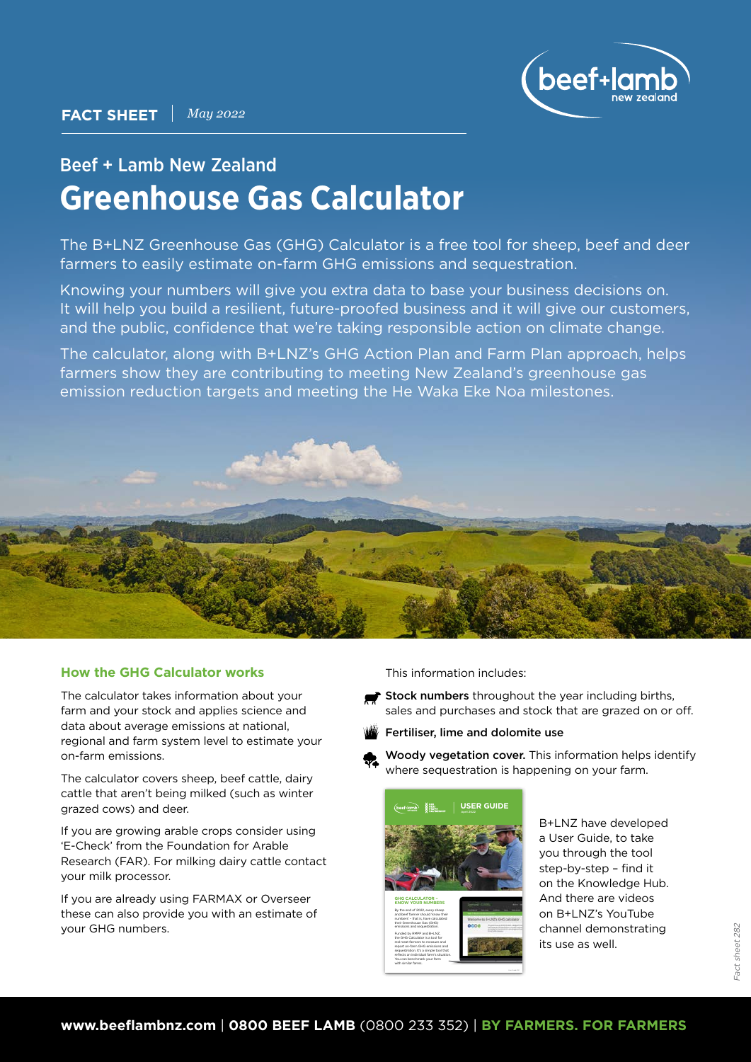**FACT SHEET** | *May 2022*

## Beef + Lamb New Zealand

# Greenhouse Gas Calculator

The B+LNZ Greenhouse Gas (GHG) Calculator is a free tool for sheep, beef and deer farmers to easily estimate on-farm GHG emissions and sequestration.

Knowing your numbers will give you extra data to base your business decisions on. It will help you build a resilient, future-proofed business and it will give our customers, and the public, confidence that we're taking responsible action on climate change.

The calculator, along with B+LNZ's GHG Action Plan and Farm Plan approach, helps farmers show they are contributing to meeting New Zealand's greenhouse gas emission reduction targets and meeting the He Waka Eke Noa milestones.

### How the GHG Calculator works

The calculator takes information about your farm and your stock and applies science and data about average emissions at national, regional and farm system level to estimate your on-farm emissions.

The calculator covers sheep, beef cattle, dairy cattle that aren't being milked (such as winter grazed cows) and deer.

If you are growing arable crops consider using 'E-Check' from the Foundation for Arable Research (FAR). For milking dairy cattle contact your milk processor.

If you are already using FARMAX or Overseer these can also provide you with an estimate of your GHG numbers.

This information includes:

- **Stock numbers** throughout the year including births, sales and purchases and stock that are grazed on or off.
- **Fertiliser, lime and dolomite use**
- **Woody vegetation cover.** This information helps identify where sequestration is happening on your farm.

B+LNZ have developed a User Guide, to take you through the tool step-by-step – find it on the Knowledge Hub. And there are videos on B+LNZ's YouTube channel demonstrating its use as well.

**www.beeflambnz.com** | **0800 BEEF LAMB** (0800 233 352) | **BY FARMERS. FOR FARMERS**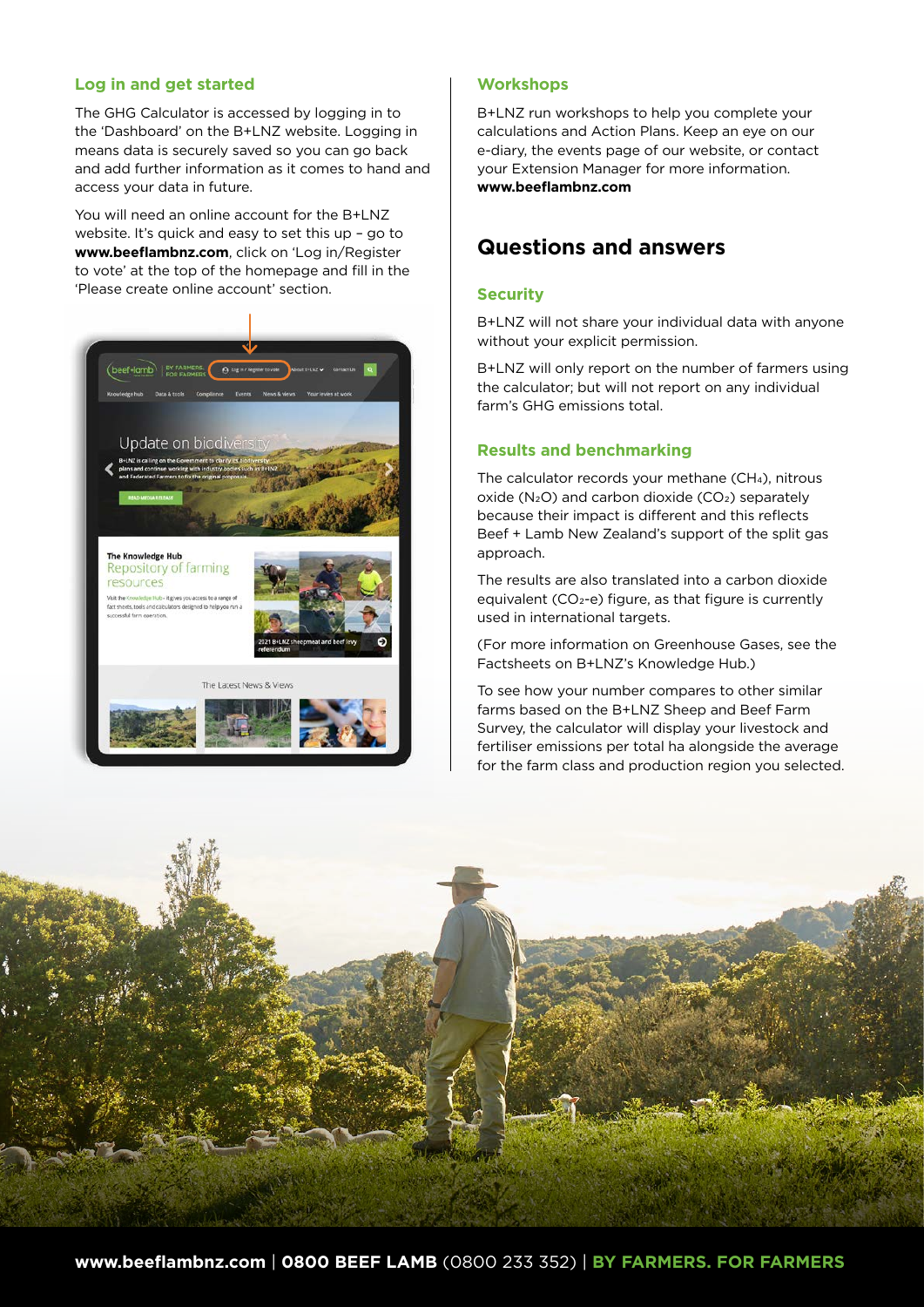## Log in and get started

The GHG Calculator is accessed by logging in to the 'Dashboard' on the B+LNZ website. Logging in means data is securely saved so you can go back and add further information as it comes to hand and access your data in future.

You will need an online account for the B+LNZ website. It's quick and easy to set this up – go to **www.beeflambnz.com**, click on 'Log in/Register to vote' at the top of the homepage and fill in the 'Please create online account' section.

## Workshops

B+LNZ run workshops to help you complete your calculations and Action Plans. Keep an eye on our e-diary, the events page of our website, or contact your Extension Manager for more information. **www.beeflambnz.com**

# Questions and answers

## Security

B+LNZ will not share your individual data with anyone without your explicit permission.

B+LNZ will only report on the number of farmers using the calculator; but will not report on any individual farm's GHG emissions total.

## Results and benchmarking

The calculator records your methane ($CH_4$), nitrous oxide ($N_2O$) and carbon dioxide ($CO_2$) separately because their impact is different and this reflects Beef + Lamb New Zealand's support of the split gas approach.

The results are also translated into a carbon dioxide equivalent ($CO_2$-e) figure, as that figure is currently used in international targets.

(For more information on Greenhouse Gases, see the Factsheets on B+LNZ's Knowledge Hub.)

To see how your number compares to other similar farms based on the B+LNZ Sheep and Beef Farm Survey, the calculator will display your livestock and fertiliser emissions per total ha alongside the average for the farm class and production region you selected.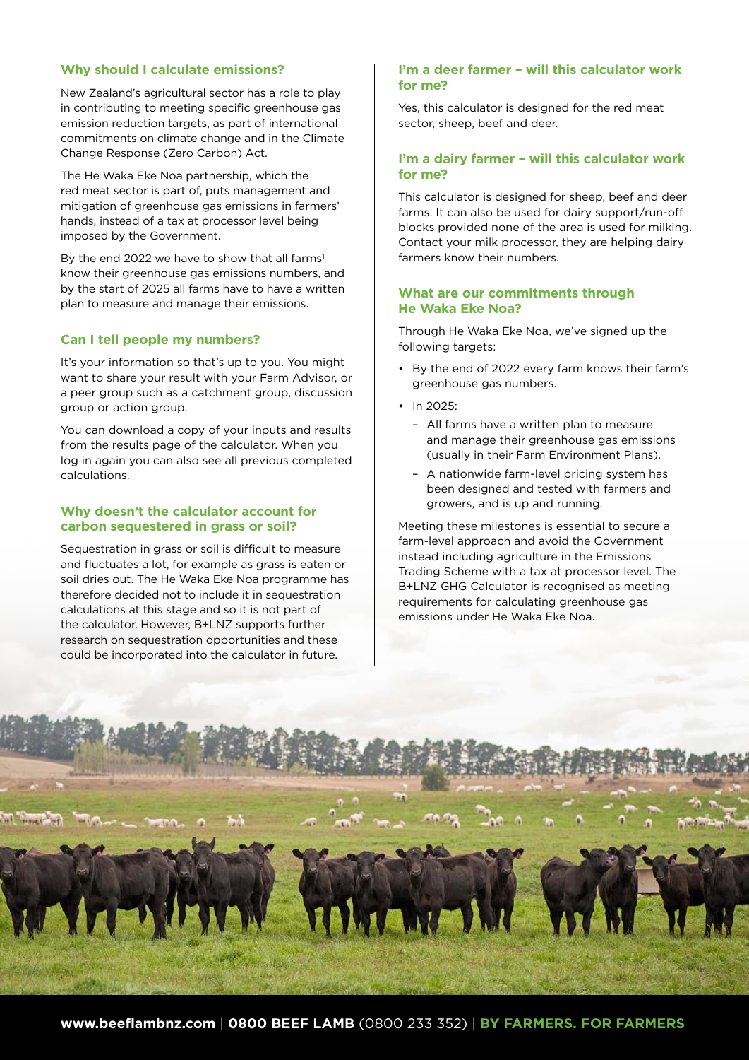### Why should I calculate emissions?

New Zealand's agricultural sector has a role to play in contributing to meeting specific greenhouse gas emission reduction targets, as part of international commitments on climate change and in the Climate Change Response (Zero Carbon) Act.

The He Waka Eke Noa partnership, which the red meat sector is part of, puts management and mitigation of greenhouse gas emissions in farmers' hands, instead of a tax at processor level being imposed by the Government.

By the end 2022 we have to show that all farms[1] know their greenhouse gas emissions numbers, and by the start of 2025 all farms have to have a written plan to measure and manage their emissions.

### Can I tell people my numbers?

It's your information so that's up to you. You might want to share your result with your Farm Advisor, or a peer group such as a catchment group, discussion group or action group.

You can download a copy of your inputs and results from the results page of the calculator. When you log in again you can also see all previous completed calculations.

### Why doesn't the calculator account for carbon sequestered in grass or soil?

Sequestration in grass or soil is difficult to measure and fluctuates a lot, for example as grass is eaten or soil dries out. The He Waka Eke Noa programme has therefore decided not to include it in sequestration calculations at this stage and so it is not part of the calculator. However, B+LNZ supports further research on sequestration opportunities and these could be incorporated into the calculator in future.

### I'm a deer farmer – will this calculator work for me?

Yes, this calculator is designed for the red meat sector, sheep, beef and deer.

### I'm a dairy farmer – will this calculator work for me?

This calculator is designed for sheep, beef and deer farms. It can also be used for dairy support/run-off blocks provided none of the area is used for milking. Contact your milk processor, they are helping dairy farmers know their numbers.

### What are our commitments through He Waka Eke Noa?

Through He Waka Eke Noa, we've signed up the following targets:

- By the end of 2022 every farm knows their farm's greenhouse gas numbers.
- In 2025:
  - All farms have a written plan to measure and manage their greenhouse gas emissions (usually in their Farm Environment Plans).
  - A nationwide farm-level pricing system has been designed and tested with farmers and growers, and is up and running.

Meeting these milestones is essential to secure a farm-level approach and avoid the Government instead including agriculture in the Emissions Trading Scheme with a tax at processor level. The B+LNZ GHG Calculator is recognised as meeting requirements for calculating greenhouse gas emissions under He Waka Eke Noa.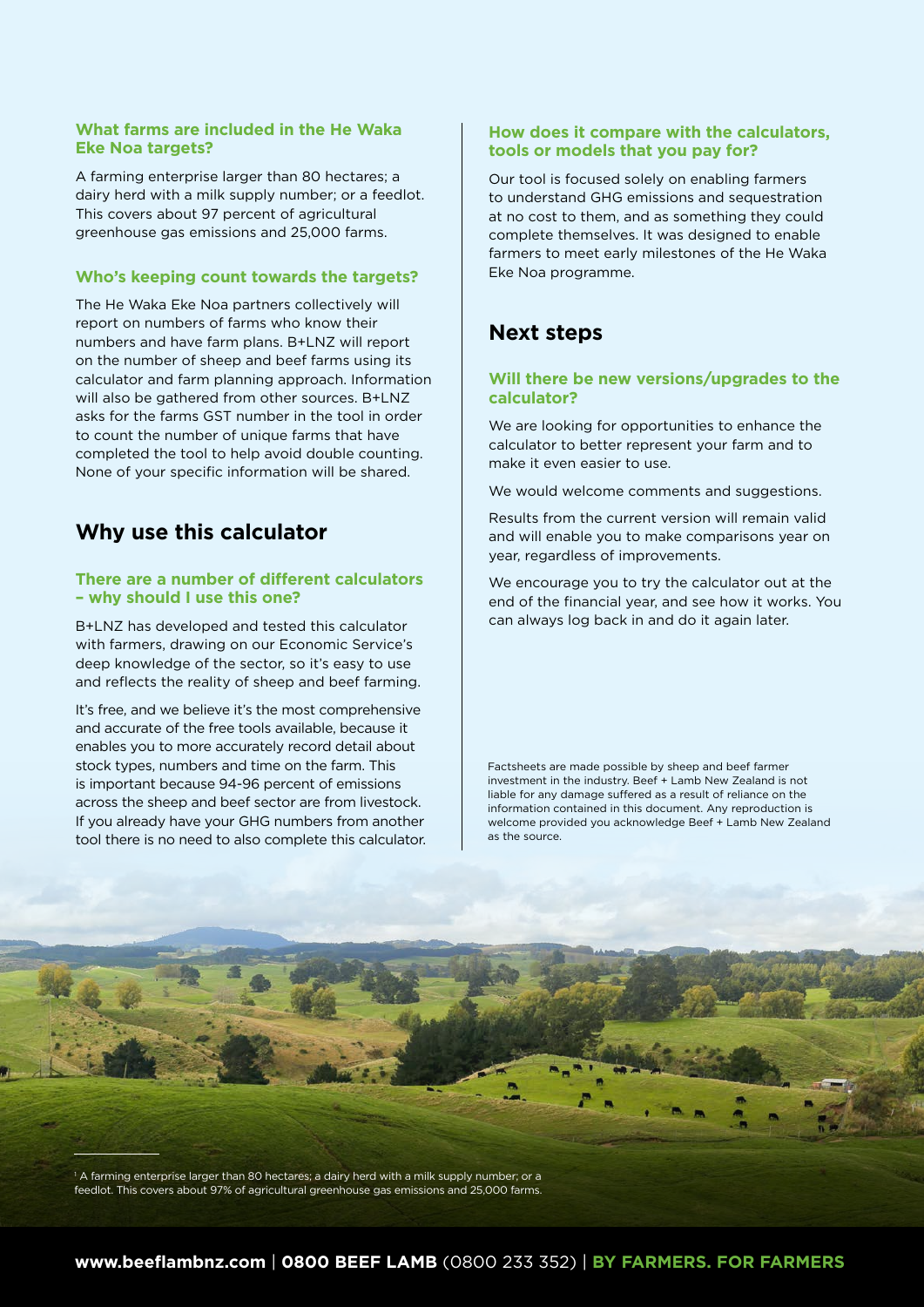#### What farms are included in the He Waka Eke Noa targets?

A farming enterprise larger than 80 hectares; a dairy herd with a milk supply number; or a feedlot. This covers about 97 percent of agricultural greenhouse gas emissions and 25,000 farms.

#### Who's keeping count towards the targets?

The He Waka Eke Noa partners collectively will report on numbers of farms who know their numbers and have farm plans. B+LNZ will report on the number of sheep and beef farms using its calculator and farm planning approach. Information will also be gathered from other sources. B+LNZ asks for the farms GST number in the tool in order to count the number of unique farms that have completed the tool to help avoid double counting. None of your specific information will be shared.

## Why use this calculator

#### There are a number of different calculators – why should I use this one?

B+LNZ has developed and tested this calculator with farmers, drawing on our Economic Service's deep knowledge of the sector, so it's easy to use and reflects the reality of sheep and beef farming.

It's free, and we believe it's the most comprehensive and accurate of the free tools available, because it enables you to more accurately record detail about stock types, numbers and time on the farm. This is important because 94-96 percent of emissions across the sheep and beef sector are from livestock. If you already have your GHG numbers from another tool there is no need to also complete this calculator.

#### How does it compare with the calculators, tools or models that you pay for?

Our tool is focused solely on enabling farmers to understand GHG emissions and sequestration at no cost to them, and as something they could complete themselves. It was designed to enable farmers to meet early milestones of the He Waka Eke Noa programme.

## Next steps

#### Will there be new versions/upgrades to the calculator?

We are looking for opportunities to enhance the calculator to better represent your farm and to make it even easier to use.

We would welcome comments and suggestions.

Results from the current version will remain valid and will enable you to make comparisons year on year, regardless of improvements.

We encourage you to try the calculator out at the end of the financial year, and see how it works. You can always log back in and do it again later.

Factsheets are made possible by sheep and beef farmer investment in the industry. Beef + Lamb New Zealand is not liable for any damage suffered as a result of reliance on the information contained in this document. Any reproduction is welcome provided you acknowledge Beef + Lamb New Zealand as the source.

[1] A farming enterprise larger than 80 hectares; a dairy herd with a milk supply number; or a feedlot. This covers about 97% of agricultural greenhouse gas emissions and 25,000 farms.

**www.beeflambnz.com** | **0800 BEEF LAMB** (0800 233 352) | **BY FARMERS. FOR FARMERS**